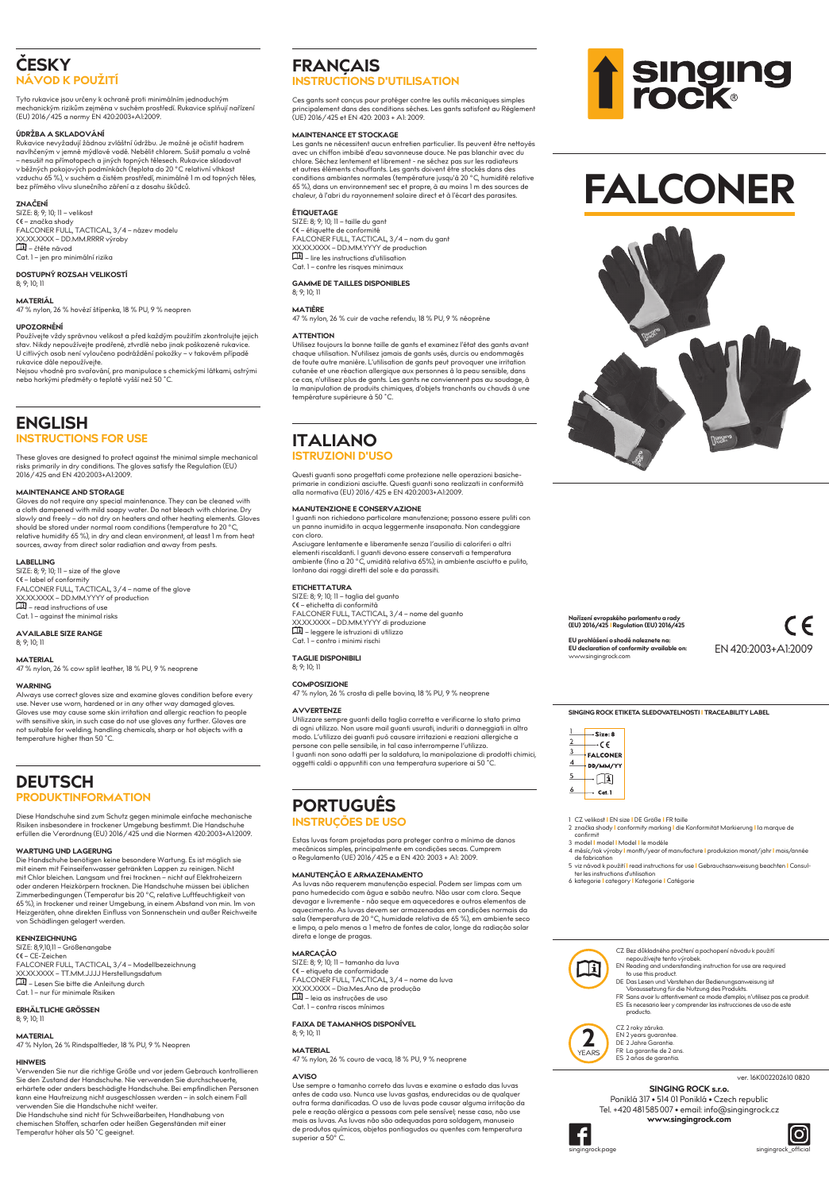## ČESKY
### NÁVOD K POUŽITÍ

Tyto rukavice jsou určeny k ochraně proti minimálním jednoduchým mechanickým rizikům zejména v suchém prostředí. Rukavice splňují nařízení (EU) 2016/425 a normy EN 420:2003+A1:2009.

**ÚDRŽBA A SKLADOVÁNÍ**

Rukavice nevyžadují žádnou zvláštní údržbu. Je možné je očistit hadrem navlhčeným v jemné mýdlové vodě. Nebělit chlorem. Sušit pomalu a volně – nesušit na přímotopech a jiných topných tělesech. Rukavice skladovat v běžných pokojových podmínkách (teplota do 20 °C relativní vlhkost vzduchu 65 %), v suchém a čistém prostředí, minimálně 1 m od topných těles, bez přímého vlivu slunečního záření a z dosahu škůdců.

**ZNAČENÍ**

SIZE: 8; 9; 10; 11 – velikost
CE – značka shody
FALCONER FULL, TACTICAL, 3/4 – název modelu
XX.XX.XXXX – DD.MM.RRRR výroby
[i] – čtěte návod
Cat. 1 – jen pro minimální rizika

**DOSTUPNÝ ROZSAH VELIKOSTÍ**

8; 9; 10; 11

**MATERIÁL**

47 % nylon, 26 % hovězí štípenka, 18 % PU, 9 % neopren

**UPOZORNĚNÍ**

Používejte vždy správnou velikost a před každým použitím zkontrolujte jejich stav. Nikdy nepoužívejte prodřené, ztvrdlé nebo jinak poškozené rukavice. U citlivých osob není vyloučeno podráždění pokožky – v takovém případě rukavice dále nepoužívejte.
Nejsou vhodné pro svařování, pro manipulace s chemickými látkami, ostrými nebo horkými předměty o teplotě vyšší než 50 °C.

## ENGLISH
### INSTRUCTIONS FOR USE

These gloves are designed to protect against the minimal simple mechanical risks primarily in dry conditions. The gloves satisfy the Regulation (EU) 2016/425 and EN 420:2003+A1:2009.

**MAINTENANCE AND STORAGE**

Gloves do not require any special maintenance. They can be cleaned with a cloth dampened with mild soapy water. Do not bleach with chlorine. Dry slowly and freely – do not dry on heaters and other heating elements. Gloves should be stored under normal room conditions (temperature to 20 °C, relative humidity 65 %), in dry and clean environment, at least 1 m from heat sources, away from direct solar radiation and away from pests.

**LABELLING**

SIZE: 8; 9; 10; 11 – size of the glove
CE – label of conformity
FALCONER FULL, TACTICAL, 3/4 – name of the glove
XX.XX.XXXX – DD.MM.YYYY of production
[i] – read instructions of use
Cat. 1 – against the minimal risks

**AVAILABLE SIZE RANGE**

8; 9; 10; 11

**MATERIAL**

47 % nylon, 26 % cow split leather, 18 % PU, 9 % neoprene

**WARNING**

Always use correct gloves size and examine gloves condition before every use. Never use worn, hardened or in any other way damaged gloves. Gloves use may cause some skin irritation and allergic reaction to people with sensitive skin, in such case do not use gloves any further. Gloves are not suitable for welding, handling chemicals, sharp or hot objects with a temperature higher than 50 °C.

## DEUTSCH
### PRODUKTINFORMATION

Diese Handschuhe sind zum Schutz gegen minimale einfache mechanische Risiken insbesondere in trockener Umgebung bestimmt. Die Handschuhe erfüllen die Verordnung (EU) 2016/425 und die Normen 420:2003+A1:2009.

**WARTUNG UND LAGERUNG**

Die Handschuhe benötigen keine besondere Wartung. Es ist möglich sie mit einem mit Feinseifenwasser getränkten Lappen zu reinigen. Nicht mit Chlor bleichen. Langsam und frei trocknen – nicht auf Elektroheizern oder anderen Heizkörpern trocknen. Die Handschuhe müssen bei üblichen Zimmerbedingungen (Temperatur bis 20 °C, relative Luftfeuchtigkeit von 65 %), in trockener und reiner Umgebung, in einem Abstand von min. 1m von Heizgeräten, ohne direkten Einfluss von Sonnenschein und außer Reichweite von Schädlingen gelagert werden.

**KENNZEICHNUNG**

SIZE: 8,9,10,11 – Größenangabe
CE – CE-Zeichen
FALCONER FULL, TACTICAL, 3/4 – Modellbezeichnung
XX.XX.XXXX – TT.MM.JJJJ Herstellungsdatum
[i] – Lesen Sie bitte die Anleitung durch
Cat. 1 – nur für minimale Risiken

**ERHÄLTLICHE GRÖSSEN**

8; 9; 10; 11

**MATERIAL**

47 % Nylon, 26 % Rindspaltleder, 18 % PU, 9 % Neopren

**HINWEIS**

Verwenden Sie nur die richtige Größe und vor jedem Gebrauch kontrollieren Sie den Zustand der Handschuhe. Nie verwenden Sie durchscheuerte, erhärtete oder anders beschädigte Handschuhe. Bei empfindlichen Personen kann eine Hautreizung nicht ausgeschlossen werden – in solch einem Fall verwenden Sie die Handschuhe nicht weiter.
Die Handschuhe sind nicht für Schweißarbeiten, Handhabung von chemischen Stoffen, scharfen oder heißen Gegenständen mit einer Temperatur höher als 50 °C geeignet.

## FRANÇAIS
### INSTRUCTIONS D'UTILISATION

Ces gants sont conçus pour protéger contre les outils mécaniques simples principalement dans des conditions sèches. Les gants satisfont au Règlement (UE) 2016/425 et EN 420: 2003 + A1: 2009.

**MAINTENANCE ET STOCKAGE**

Les gants ne nécessitent aucun entretien particulier. Ils peuvent être nettoyés avec un chiffon imbibé d'eau savonneuse douce. Ne pas blanchir avec du chlore. Séchez lentement et librement - ne séchez pas sur les radiateurs et autres éléments chauffants. Les gants doivent être stockés dans des conditions ambiantes normales (température jusqu'à 20 °C, humidité relative 65 %), dans un environnement sec et propre, à au moins 1 m des sources de chaleur, à l'abri du rayonnement solaire direct et à l'écart des parasites.

**ÉTIQUETAGE**

SIZE: 8; 9; 10; 11 – taille du gant
CE – étiquette de conformité
FALCONER FULL, TACTICAL, 3/4 – nom du gant
XX.XX.XXXX – DD.MM.YYYY de production
[i] – lire les instructions d'utilisation
Cat. 1 – contre les risques minimaux

**GAMME DE TAILLES DISPONIBLES**

8; 9; 10; 11

**MATIÈRE**

47 % nylon, 26 % cuir de vache refendu, 18 % PU, 9 % néoprène

**ATTENTION**

Utilisez toujours la bonne taille de gants et examinez l'état des gants avant chaque utilisation. N'utilisez jamais de gants usés, durcis ou endommagés de toute autre manière. L'utilisation de gants peut provoquer une irritation cutanée et une réaction allergique aux personnes à la peau sensible, dans ce cas, n'utilisez plus de gants. Les gants ne conviennent pas au soudage, à la manipulation de produits chimiques, d'objets tranchants ou chauds à une température supérieure à 50 °C.

## ITALIANO
### ISTRUZIONI D'USO

Questi guanti sono progettati come protezione nelle operazioni basiche-primarie in condizioni asciutte. Questi guanti sono realizzati in conformità alla normativa (EU) 2016/425 e EN 420:2003+A1:2009.

**MANUTENZIONE E CONSERVAZIONE**

I guanti non richiedono particolare manutenzione; possono essere puliti con un panno inumidito in acqua leggermente insaponata. Non candeggiare con cloro.
Asciugare lentamente e liberamente senza l'ausilio di caloriferi o altri elementi riscaldanti. I guanti devono essere conservati a temperatura ambiente (fino a 20 °C, umidità relativa 65%), in ambiente asciutto e pulito, lontano dai raggi diretti del sole e da parassiti.

**ETICHETTATURA**

SIZE: 8; 9; 10; 11 – taglia del guanto
CE – etichetta di conformità
FALCONER FULL, TACTICAL, 3/4 – nome del guanto
XX.XX.XXXX – DD.MM.YYYY di produzione
[i] – leggere le istruzioni di utilizzo
Cat. 1 – contro i minimi rischi

**TAGLIE DISPONIBILI**

8; 9; 10; 11

**COMPOSIZIONE**

47 % nylon, 26 % crosta di pelle bovina, 18 % PU, 9 % neoprene

**AVVERTENZE**

Utilizzare sempre guanti della taglia corretta e verificarne lo stato prima di ogni utilizzo. Non usare mai guanti usurati, induriti o danneggiati in altro modo. L'utilizzo dei guanti può causare irritazioni e reazioni allergiche a persone con pelle sensibile, in tal caso interromperne l'utilizzo.
I guanti non sono adatti per la saldatura, la manipolazione di prodotti chimici, oggetti caldi o appuntiti con una temperatura superiore ai 50 °C.

## PORTUGUÊS
### INSTRUÇÕES DE USO

Estas luvas foram projetadas para proteger contra o mínimo de danos mecânicos simples, principalmente em condições secas. Cumprem o Regulamento (UE) 2016/425 e a EN 420: 2003 + A1: 2009.

**MANUTENÇÃO E ARMAZENAMENTO**

As luvas não requerem manutenção especial. Podem ser limpas com um pano humedecido com água e sabão neutro. Não usar com cloro. Seque devagar e livremente - não seque em aquecedores e outros elementos de aquecimento. As luvas devem ser armazenadas em condições normais da sala (temperatura de 20 °C, humidade relativa de 65 %), em ambiente seco e limpo, a pelo menos a 1 metro de fontes de calor, longe da radiação solar direta e longe de pragas.

**MARCAÇÃO**

SIZE: 8; 9; 10; 11 – tamanho da luva
CE – etiqueta de conformidade
FALCONER FULL, TACTICAL, 3/4 – nome da luva
XX.XX.XXXX – Dia.Mes.Ano de produção
[i] – leia as instruções de uso
Cat. 1 – contra riscos mínimos

**FAIXA DE TAMANHOS DISPONÍVEL**

8; 9; 10; 11

**MATERIAL**

47 % nylon, 26 % couro de vaca, 18 % PU, 9 % neoprene

**AVISO**

Use sempre o tamanho correto das luvas e examine o estado das luvas antes de cada uso. Nunca use luvas gastas, endurecidas ou de qualquer outra forma danificadas. O uso de luvas pode causar alguma irritação da pele e reação alérgica a pessoas com pele sensível; nesse caso, não use mais as luvas. As luvas não são adequadas para soldagem, manuseio de produtos químicos, objetos pontiagudos ou quentes com temperatura superior a 50° C.

# singing rock®

# FALCONER

**Nařízení evropského parlamentu a rady (EU) 2016/425 | Regulation (EU) 2016/425**

**EU prohlášení o shodě naleznete na: EU declaration of conformity available on:**
www.singingrock.com

CE
EN 420:2003+A1:2009

**SINGING ROCK ETIKETA SLEDOVATELNOSTI | TRACEABILITY LABEL**

1 – Size: 8
2 – CE
3 – FALCONER
4 – DD/MM/YY
5 – [i]
6 – Cat. 1

1 CZ velikost | EN size | DE Größe | FR taille
2 značka shody | conformity marking | die Konformität Markierung | la marque de confirmit
3 model | model | Model | le modèle
4 měsíc/rok výroby | month/year of manufacture | produkzion monat/jahr | mois/année de fabrication
5 viz návod k použití | read instructions for use | Gebrauchsanweisung beachten | Consulter les instructions d'utilisation
6 kategorie | category | Kategorie | Catégorie

CZ Bez důkladného pročtení a pochopení návodu k použití nepoužívejte tento výrobek.
EN Reading and understanding instruction for use are required to use this product.
DE Das Lesen und Verstehen der Bedienungsanweisung ist Voraussetzung für die Nutzung des Produkts.
FR Sans avoir lu attentivement ce mode d'emploi, n'utilisez pas ce produit.
ES Es necesario leer y comprender las instrucciones de uso de este producto.

2 YEARS

CZ 2 roky záruka.
EN 2 years guarantee.
DE 2 Jahre Garantie.
FR La garantie de 2 ans.
ES 2 años de garantía.

ver. 16K002202610 0820

**SINGING ROCK s.r.o.**
Poniklá 317 • 514 01 Poniklá • Czech republic
Tel. +420 481 585 007 • email: info@singingrock.cz
**www.singingrock.com**

singingrock.page
singingrock_official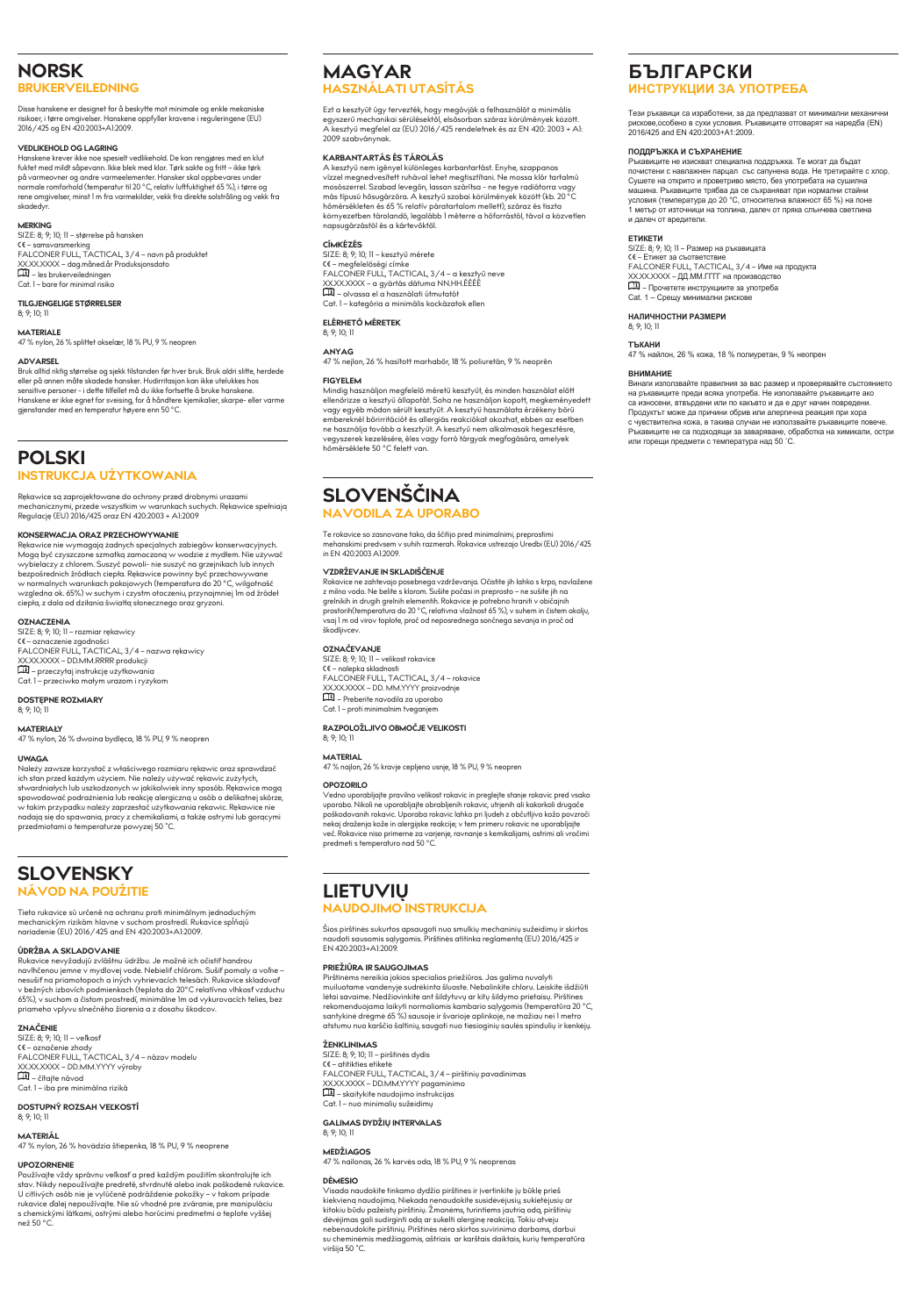# NORSK
## BRUKERVEILEDNING

Disse hanskene er designet for å beskytte mot minimale og enkle mekaniske risikoer, i tørre omgivelser. Hanskene oppfyller kravene i reguleringen (EU) 2016/425 og EN 420:2003+A1:2009.

### VEDLIKEHOLD OG LAGRING

Hanskene krever ikke noe spesielt vedlikehold. De kan rengjøres med en klut fuktet med mildt såpevann. Ikke blek med klor. Tørk sakte og fritt – ikke tørk på varmeovner og andre varmeelementer. Hansker skal oppbevares under normale romforhold (temperatur til 20 °C, relativ luftfuktighet 65 %), i tørre og rene omgivelser, minst 1 m fra varmekilder, vekk fra direkte solstråling og vekk fra skadedyr.

### MERKING

SIZE: 8; 9; 10; 11 – størrelse på hansken
CE – samsvarsmerking
FALCONER FULL, TACTICAL, 3/4 – navn på produktet
XX.XX.XXXX – dag.måned.år Produksjonsdato
📖 – les brukerveiledningen
Cat. 1 – bare for minimal risiko

### TILGJENGELIGE STØRRELSER

8; 9; 10; 11

### MATERIALE

47 % nylon, 26 % splittet okselær, 18 % PU, 9 % neopren

### ADVARSEL

Bruk alltid riktig størrelse og sjekk tilstanden før hver bruk. Bruk aldri slitte, herdede eller på annen måte skadede hansker. Hudirritasjon kan ikke utelukkes hos sensitive personer - i dette tilfellet må du ikke fortsette å bruke hanskene. Hanskene er ikke egnet for sveising, for å håndtere kjemikalier, skarpe- eller varme gjenstander med en temperatur høyere enn 50 °C.

# POLSKI
## INSTRUKCJA UŻYTKOWANIA

Rękawice są zaprojektowane do ochrony przed drobnymi urazami mechanicznymi, przede wszystkim w warunkach suchych. Rękawice spełniają Regulację (EU) 2016/425 oraz EN 420:2003 + A1:2009

### KONSERWACJA ORAZ PRZECHOWYWANIE

Rękawice nie wymagają żadnych specjalnych zabiegów konserwacyjnych. Mogą być czyszczone szmatką zamoczoną w wodzie z mydłem. Nie używać wybielaczy z chlorem. Suszyć powoli- nie suszyć na grzejnikach lub innych bezpośrednich źródłach ciepła. Rękawice powinny być przechowywane w normalnych warunkach pokojowych (temperatura do 20 °C, wilgotność względna ok. 65%) w suchym i czystym otoczeniu, przynajmniej 1m od źródeł ciepła, z dala od działania światła słonecznego oraz gryzoni.

### OZNACZENIA

SIZE: 8; 9; 10; 11 – rozmiar rękawicy
CE – oznaczenie zgodności
FALCONER FULL, TACTICAL, 3/4 – nazwa rękawicy
XX.XX.XXXX – DD.MM.RRRR produkcji
📖 – przeczytaj instrukcję użytkowania
Cat. 1 – przeciwko małym urazom i ryzykom

### DOSTĘPNE ROZMIARY

8; 9; 10; 11

### MATERIAŁY

47 % nylon, 26 % dwoina bydlęca, 18 % PU, 9 % neopren

### UWAGA

Należy zawsze korzystać z właściwego rozmiaru rękawic oraz sprawdzać ich stan przed każdym użyciem. Nie należy używać rękawic zużytych, stwardniałych lub uszkodzonych w jakikolwiek inny sposób. Rękawice mogą spowodować podrażnienia lub reakcje alergiczną u osób o delikatnej skórze, w takim przypadku należy zaprzestać użytkowania rękawic. Rękawice nie nadają się do spawania, pracy z chemikaliami, a także ostrymi lub gorącymi przedmiotami o temperaturze powyżej 50 °C.

# SLOVENSKY
## NÁVOD NA POUŽITIE

Tieto rukavice sú určené na ochranu proti minimálnym jednoduchým mechanickým rizikám hlavne v suchom prostredí. Rukavice spĺňajú nariadenie (EU) 2016/425 and EN 420:2003+A1:2009.

### ÚDRŽBA A SKLADOVANIE

Rukavice nevyžadujú zvláštnu údržbu. Je možné ich očistiť handrou navlhčenou jemne v mydlovej vode. Nebieliť chlórom. Sušiť pomaly a voľne – nesušiť na priamo­topoch a iných vyhrievacích telesách. Rukavice skladovať v bežných izbových podmienkach (teplota do 20°C relatívna vlhkosť vzduchu 65%), v suchom a čistom prostredí, minimálne 1m od vykurovacích telies, bez priameho vplyvu slnečného žiarenia a z dosahu škodcov.

### ZNAČENIE

SIZE: 8; 9; 10; 11 – veľkosť
CE – označenie zhody
FALCONER FULL, TACTICAL, 3/4 – názov modelu
XX.XX.XXXX – DD.MM.YYYY výroby
📖 – čítajte návod
Cat. 1 – iba pre minimálna riziká

### DOSTUPNÝ ROZSAH VEĽKOSTÍ

8; 9; 10; 11

### MATERIÁL

47 % nylon, 26 % hovädzia štiepenka, 18 % PU, 9 % neoprene

### UPOZORNENIE

Používajte vždy správnu veľkosť a pred každým použitím skontrolujte ich stav. Nikdy nepoužívajte predreté, stvrdnuté alebo inak poškodené rukavice. U citlivých osôb nie je vylúčené podráždenie pokožky – v takom prípade rukavice ďalej nepoužívajte. Nie sú vhodné pre zváranie, pre manipuláciu s chemickými látkami, ostrými alebo horúcimi predmetmi o teplote vyššej než 50 °C.

# MAGYAR
## HASZNÁLATI UTASÍTÁS

Ezt a kesztyűt úgy tervezték, hogy megóvják a felhasználót a minimális egyszerű mechanikai sérülésektől, elsősorban száraz körülmények között. A kesztyű megfelel az (EU) 2016/425 rendeletnek és az EN 420: 2003 + A1: 2009 szabványnak.

### KARBANTARTÁS ÉS TÁROLÁS

A kesztyű nem igényel különleges karbantartást. Enyhe, szappanos vízzel megnedvesített ruhával lehet megtisztítani. Ne mossa klór tartalmú mosószerrel. Szabad levegőn, lassan szárítsa - ne tegye radiátorra vagy más típusú hősugárzóra. A kesztyű szobai körülmények között (kb. 20 °C hőmérsékleten és 65 % relatív páratartalom mellett), száraz és tiszta környezetben tárolandó, legalább 1 méterre a hőforrástól, távol a közvetlen napsugárzástól és a kártevőktől.

### CÍMKÉZÉS

SIZE: 8; 9; 10; 11 – kesztyű mérete
CE – megfelelőségi címke
FALCONER FULL, TACTICAL, 3/4 – a kesztyű neve
XXXX.XXXX – a gyártás dátuma NN.HH.ÉÉÉÉ
📖 – olvassa el a használati útmutatót
Cat. 1 – kategória a minimális kockázatok ellen

### ELÉRHETŐ MÉRETEK

8; 9; 10; 11

### ANYAG

47 % nejlon, 26 % hasított marhabőr, 18 % poliuretán, 9 % neoprén

### FIGYELEM

Mindig használjon megfelelő méretű kesztyűt, és minden használat előtt ellenőrizze a kesztyű állapotát. Soha ne használjon kopott, megkeményedett vagy egyéb módon sérült kesztyűt. A kesztyű használata érzékeny bőrű embereknél bőrirritációt és allergiás reakciókat okozhat, ebben az esetben ne használja tovább a kesztyűt. A kesztyű nem alkalmasak hegesztésre, vegyszerek kezelésére, éles vagy forró tárgyak megfogására, amelyek hőmérséklete 50 °C felett van.

# SLOVENŠČINA
## NAVODILA ZA UPORABO

Te rokavice so zasnovane tako, da ščitijo pred minimalnimi, preprostimi mehanskimi dejavniki v suhih razmerah. Rokavice ustrezajo Uredbi (EU) 2016/425 in EN 420:2003 A1:2009.

### VZDRŽEVANJE IN SKLADIŠČENJE

Rokavice ne zahtevajo posebnega vzdrževanja. Očistite jih lahko s krpo, navlaženo z milno vodo. Ne belite s klorom. Sušite počasi in preprosto – ne sušite jih na grelnikih in drugih grelnih elementih. Rokavice je potrebno hraniti v običajnih prostorih(temperatura do 20 °C, relativna vlažnost 65 %), v suhem in čistem okolju, vsaj 1 m od virov toplote, proč od neposrednega sončnega sevanja in proč od škodljivcev.

### OZNAČEVANJE

SIZE: 8; 9; 10; 11 – velikost rokavice
CE – nalepka skladnosti
FALCONER FULL, TACTICAL, 3/4 – rokavice
XX.XX.XXXX – DD. MM.YYYY proizvodnje
📖 – Preberite navodila za uporabo
Cat. 1 – proti minimalnim tveganjem

### RAZPOLOŽLJIVO OBMOČJE VELIKOSTI

8; 9; 10; 11

### MATERIAL

47 % najlon, 26 % kravje cepljeno usnje, 18 % PU, 9 % neopren

### OPOZORILO

Vedno uporabljajte pravilno velikost rokavic in preglejte stanje rokavic pred vsako uporabo. Nikoli ne uporabljajte obrabljenih rokavic, utrjenih ali kakorkoli drugače poškodovanih rokavic. Uporaba rokavic lahko pri ljudeh z občutljivo kožo povzroči nekaj draženja kože in alergijske reakcije, v tem primeru rokavic ne uporabljajte več. Rokavice niso primerne za varjenje, ravnanje s kemikalijami, ostrimi ali vročimi predmeti s temperaturo nad 50 °C.

# LIETUVIŲ
## NAUDOJIMO INSTRUKCIJA

Šios pirštinės sukurtos apsaugoti nuo smulkių mechaninių sužeidimų ir skirtos naudoti sausomis salygomis. Pirštinės atitinka reglamentą (EU) 2016/425 ir EN 420:2003+A1:2009.

### PRIEŽIŪRA IR SAUGOJIMAS

Pirštinėms nereikia jokios specialios priežiūros. Jas galima nuvalyti muiluotame vandenyje sudrėkinta šluoste. Nebalinkite chloru. Leiskite išdžiūti lėtai savaime. Nedžiovinkite ant šildytuvų ar kitų šildymo prietaisų. Pirštinės rekomenduojama laikyti normaliomis kambario sąlygomis (temperatūra 20 °C, santykinė drėgmė 65 %) sausoje ir švarioje aplinkoje, ne mažiau nei 1 metro atstumu nuo karščio šaltinių, saugoti nuo tiesioginių saulės spindulių ir kenkėjų.

### ŽENKLINIMAS

SIZE: 8; 9; 10; 11 – pirštinės dydis
CE – atitikties etiketė
FALCONER FULL, TACTICAL, 3/4 – pirštinių pavadinimas
XX.XX.XXXX – DD.MM.YYYY pagaminimo
📖 – skaitykite naudojimo instrukcijas
Cat. 1 – nuo minimalių sužeidimų

### GALIMAS DYDŽIŲ INTERVALAS

8; 9; 10; 11

### MEDŽIAGOS

47 % nailonas, 26 % karvės oda, 18 % PU, 9 % neoprenas

### DĖMESIO

Visada naudokite tinkamo dydžio pirštines ir įvertinkite jų būklę prieš kiekvieną naudojimą. Niekada nenaudokite susidėvėjusių, sukietėjusių ar kitokiu būdu pažeistų pirštinių. Žmonėms, turintiems jautrią odą, pirštinių dėvėjimas gali sudirginti odą ar sukelti alerginę reakciją. Tokiu atveju nebenaudokite pirštinių. Pirštinės nėra skirtos suvirinimo darbams, darbui su cheminėmis medžiagomis, aštriais ar karštais daiktais, kurių temperatūra viršija 50 °C.

# БЪЛГАРСКИ
## ИНСТРУКЦИИ ЗА УПОТРЕБА

Тези ръкавици са изработени, за да предпазват от минимални механични рискове,особено в сухи условия. Ръкавиците отговарят на наредба (EN) 2016/425 and EN 420:2003+A1:2009.

### ПОДДРЪЖКА И СЪХРАНЕНИЕ

Ръкавиците не изискват специална поддръжка. Те могат да бъдат почистени с навлажнен парцал със сапунена вода. Не третирайте с хлор. Сушете на открито и проветриво място, без употреба на сушилна машина. Ръкавиците трябва да се съхраняват при нормални стайни условия (температура до 20 °C, относителна влажност 65 %) на поне 1 метър от източници на топлина, далеч от пряка слънчева светлина и далеч от вредители.

### ЕТИКЕТИ

SIZE: 8; 9; 10; 11 – Размер на ръкавицата
CE – Етикет за съответствие
FALCONER FULL, TACTICAL, 3/4 – Име на продукта
XX.XX.XXXX – ДД.ММ.ГГГГ на производство
📖 – Прочетете инструкциите за употреба
Cat. 1 – Срещу минимални рискове

### НАЛИЧНОСТНИ РАЗМЕРИ

8; 9; 10; 11

### ТЪКАНИ

47 % найлон, 26 % кожа, 18 % полиуретан, 9 % неопрен

### ВНИМАНИЕ

Винаги използвайте правилния за вас размер и проверявайте състоянието на ръкавиците преди всяка употреба. Не използвайте ръкавиците ако са износени, втвърдени или по какъвто и да е друг начин повредени. Продуктът може да причини обрив или алергична реакция при хора с чувствителна кожа, в такива случаи не използвайте ръкавиците повече. Ръкавиците не са подходящи за заваряване, обработка на химикали, остри или горещи предмети с температура над 50 °C.